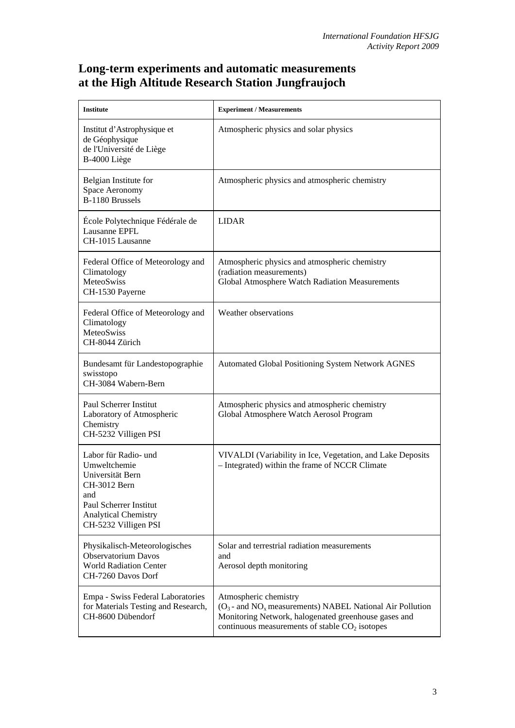# Long-term experiments and automatic measurements at the High Altitude Research Station Jungfraujoch

| Institute | Experiment / Measurements |
|---|---|
| Institut d'Astrophysique et de Géophysique de l'Université de Liège B-4000 Liège | Atmospheric physics and solar physics |
| Belgian Institute for Space Aeronomy B-1180 Brussels | Atmospheric physics and atmospheric chemistry |
| École Polytechnique Fédérale de Lausanne EPFL CH-1015 Lausanne | LIDAR |
| Federal Office of Meteorology and Climatology MeteoSwiss CH-1530 Payerne | Atmospheric physics and atmospheric chemistry (radiation measurements) Global Atmosphere Watch Radiation Measurements |
| Federal Office of Meteorology and Climatology MeteoSwiss CH-8044 Zürich | Weather observations |
| Bundesamt für Landestopographie swisstopo CH-3084 Wabern-Bern | Automated Global Positioning System Network AGNES |
| Paul Scherrer Institut Laboratory of Atmospheric Chemistry CH-5232 Villigen PSI | Atmospheric physics and atmospheric chemistry Global Atmosphere Watch Aerosol Program |
| Labor für Radio- und Umweltchemie Universität Bern CH-3012 Bern and Paul Scherrer Institut Analytical Chemistry CH-5232 Villigen PSI | VIVALDI (Variability in Ice, Vegetation, and Lake Deposits – Integrated) within the frame of NCCR Climate |
| Physikalisch-Meteorologisches Observatorium Davos World Radiation Center CH-7260 Davos Dorf | Solar and terrestrial radiation measurements and Aerosol depth monitoring |
| Empa - Swiss Federal Laboratories for Materials Testing and Research, CH-8600 Dübendorf | Atmospheric chemistry ($O_3$ - and $NO_x$ measurements) NABEL National Air Pollution Monitoring Network, halogenated greenhouse gases and continuous measurements of stable $CO_2$ isotopes |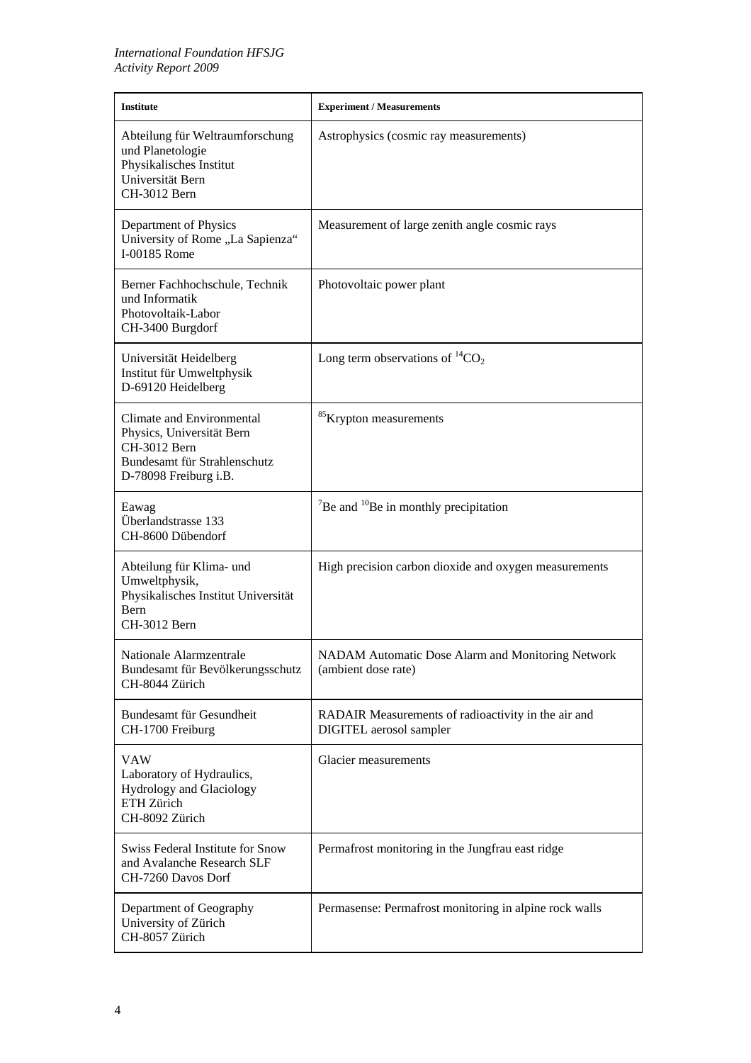| Institute | Experiment / Measurements |
|---|---|
| Abteilung für Weltraumforschung und Planetologie<br>Physikalisches Institut<br>Universität Bern<br>CH-3012 Bern | Astrophysics (cosmic ray measurements) |
| Department of Physics<br>University of Rome „La Sapienza“<br>I-00185 Rome | Measurement of large zenith angle cosmic rays |
| Berner Fachhochschule, Technik und Informatik<br>Photovoltaik-Labor<br>CH-3400 Burgdorf | Photovoltaic power plant |
| Universität Heidelberg<br>Institut für Umweltphysik<br>D-69120 Heidelberg | Long term observations of $^{14}CO_2$ |
| Climate and Environmental Physics, Universität Bern<br>CH-3012 Bern<br>Bundesamt für Strahlenschutz<br>D-78098 Freiburg i.B. | $^{85}$Krypton measurements |
| Eawag<br>Überlandstrasse 133<br>CH-8600 Dübendorf | $^{7}$Be and $^{10}$Be in monthly precipitation |
| Abteilung für Klima- und Umweltphysik,<br>Physikalisches Institut Universität Bern<br>CH-3012 Bern | High precision carbon dioxide and oxygen measurements |
| Nationale Alarmzentrale<br>Bundesamt für Bevölkerungsschutz<br>CH-8044 Zürich | NADAM Automatic Dose Alarm and Monitoring Network (ambient dose rate) |
| Bundesamt für Gesundheit<br>CH-1700 Freiburg | RADAIR Measurements of radioactivity in the air and DIGITEL aerosol sampler |
| VAW<br>Laboratory of Hydraulics, Hydrology and Glaciology<br>ETH Zürich<br>CH-8092 Zürich | Glacier measurements |
| Swiss Federal Institute for Snow and Avalanche Research SLF<br>CH-7260 Davos Dorf | Permafrost monitoring in the Jungfrau east ridge |
| Department of Geography<br>University of Zürich<br>CH-8057 Zürich | Permasense: Permafrost monitoring in alpine rock walls |